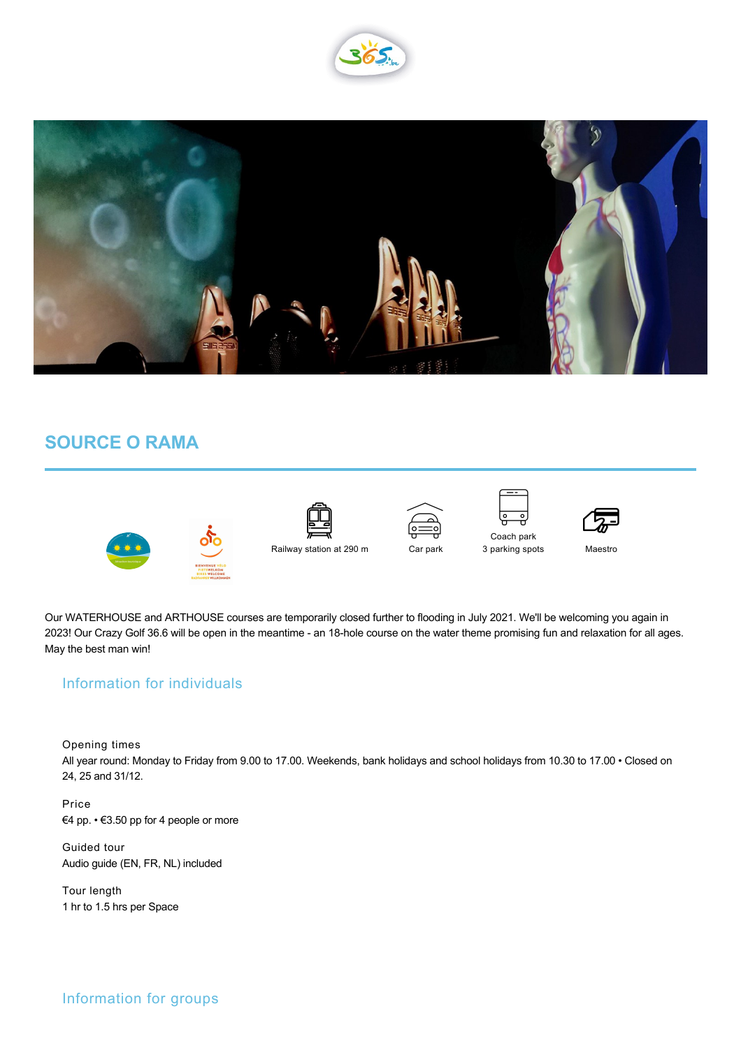# SOURCE O RAMA

Railway station at 290 m

Car park

Coach park
3 parking spots

Maestro

Our WATERHOUSE and ARTHOUSE courses are temporarily closed further to flooding in July 2021. We'll be welcoming you again in 2023! Our Crazy Golf 36.6 will be open in the meantime - an 18-hole course on the water theme promising fun and relaxation for all ages. May the best man win!

## Information for individuals

Opening times
All year round: Monday to Friday from 9.00 to 17.00. Weekends, bank holidays and school holidays from 10.30 to 17.00 • Closed on 24, 25 and 31/12.

Price
€4 pp. • €3.50 pp for 4 people or more

Guided tour
Audio guide (EN, FR, NL) included

Tour length
1 hr to 1.5 hrs per Space

## Information for groups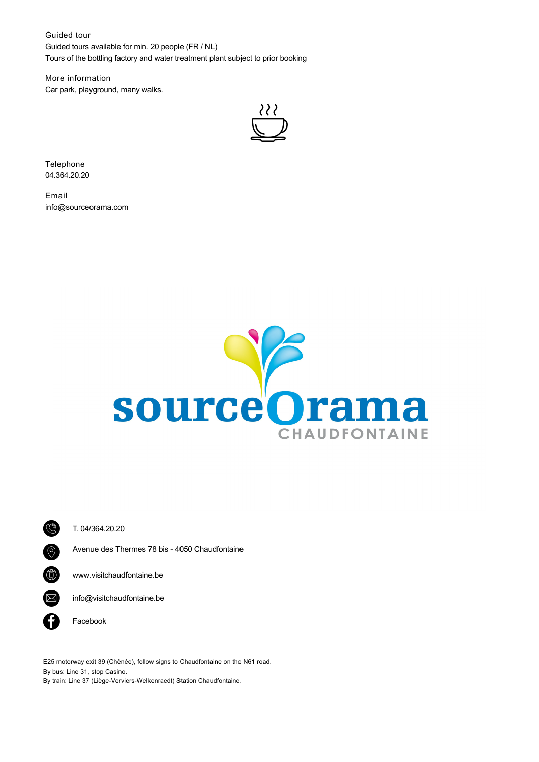### Guided tour

Guided tours available for min. 20 people (FR / NL)
Tours of the bottling factory and water treatment plant subject to prior booking

### More information

Car park, playground, many walks.

### Telephone

04.364.20.20

### Email

info@sourceorama.com

sourceOrama CHAUDFONTAINE

T. 04/364.20.20

Avenue des Thermes 78 bis - 4050 Chaudfontaine

www.visitchaudfontaine.be

info@visitchaudfontaine.be

Facebook

E25 motorway exit 39 (Chênée), follow signs to Chaudfontaine on the N61 road.
By bus: Line 31, stop Casino.
By train: Line 37 (Liège-Verviers-Welkenraedt) Station Chaudfontaine.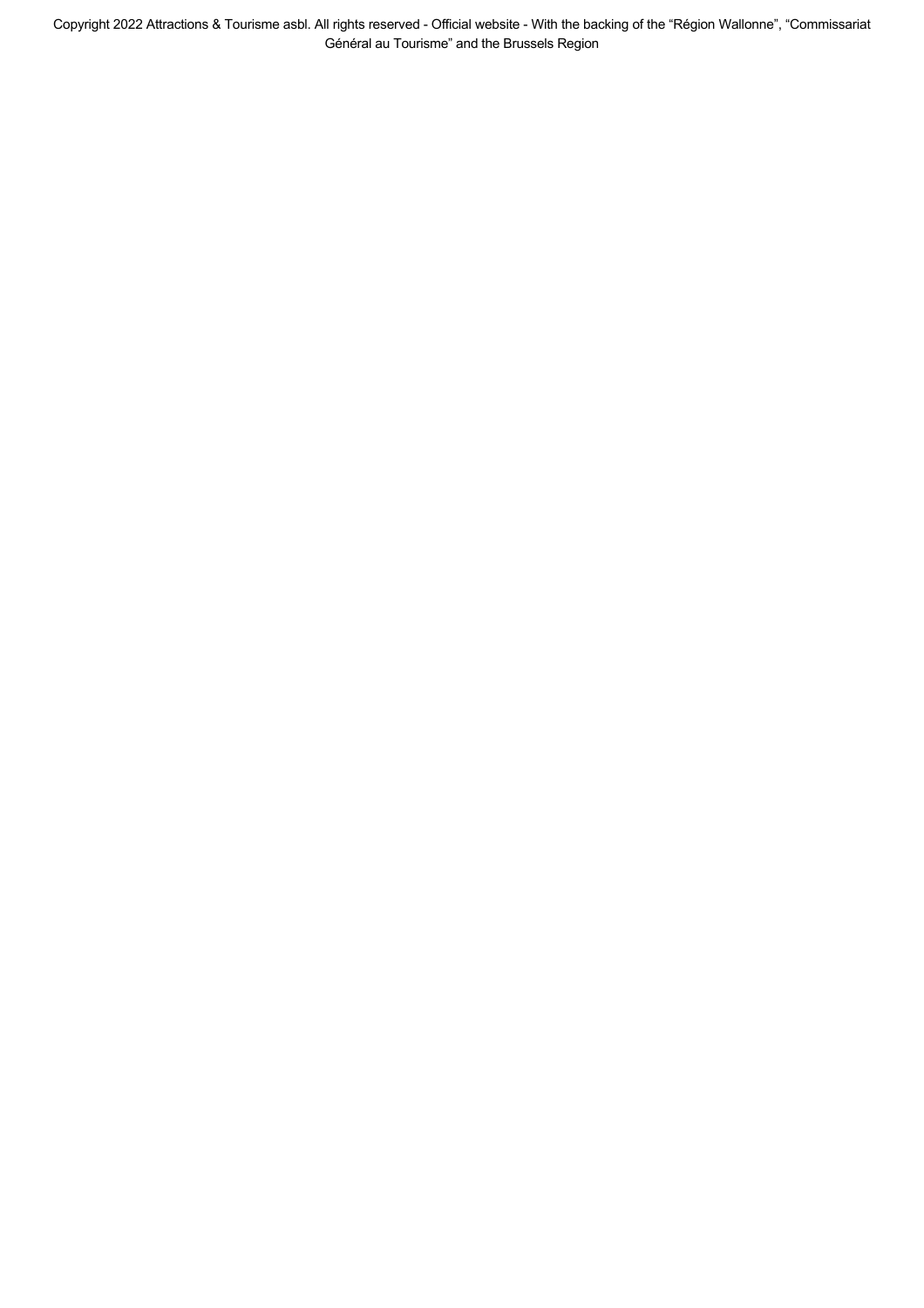Copyright 2022 Attractions & Tourisme asbl. All rights reserved - Official website - With the backing of the “Région Wallonne”, “Commissariat Général au Tourisme” and the Brussels Region